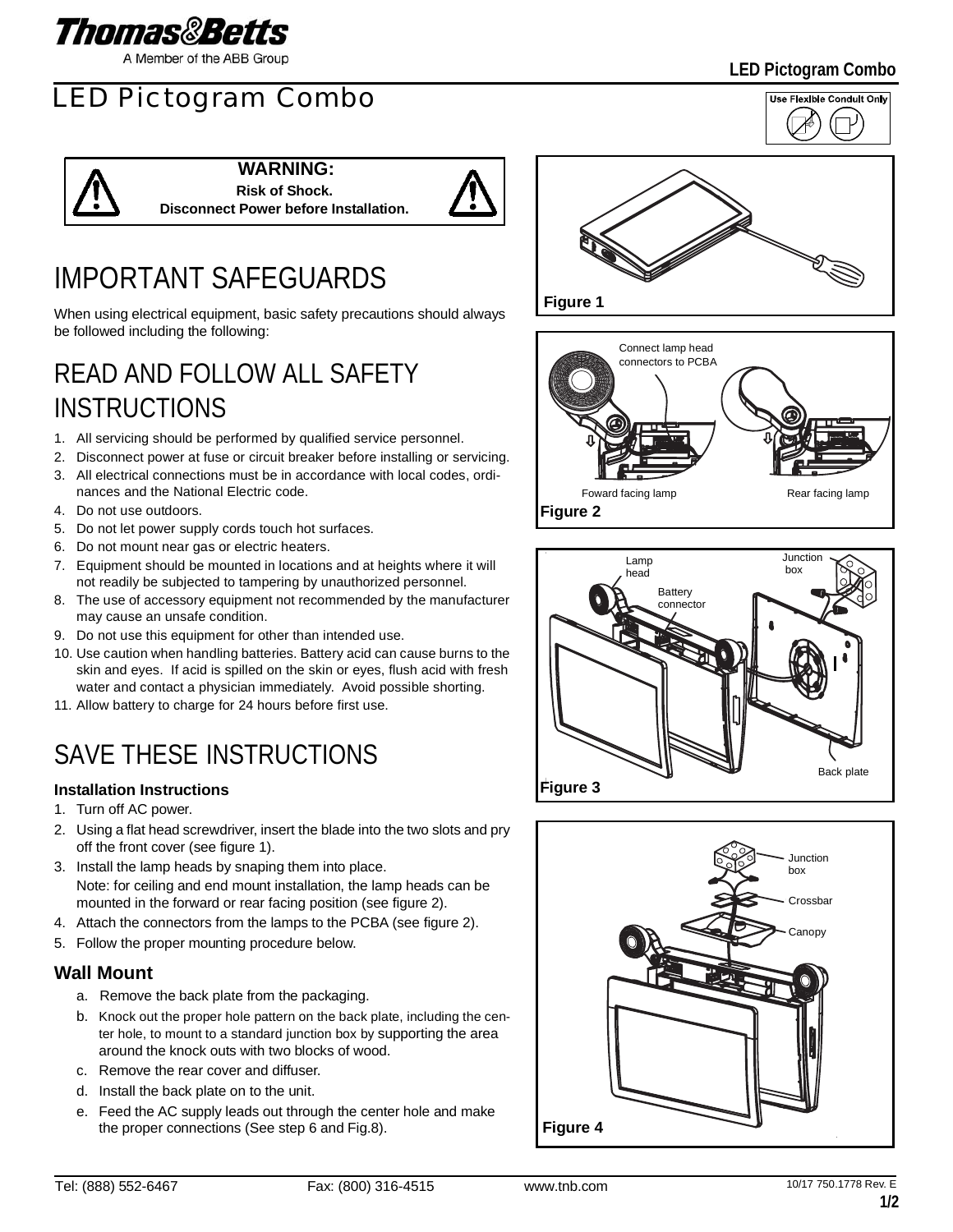# LED Pictogram Combo

Use Flexible Conduit Only

**WARNING:**
**Risk of Shock.**
**Disconnect Power before Installation.**

# IMPORTANT SAFEGUARDS

When using electrical equipment, basic safety precautions should always be followed including the following:

# READ AND FOLLOW ALL SAFETY INSTRUCTIONS

1. All servicing should be performed by qualified service personnel.
2. Disconnect power at fuse or circuit breaker before installing or servicing.
3. All electrical connections must be in accordance with local codes, ordinances and the National Electric code.
4. Do not use outdoors.
5. Do not let power supply cords touch hot surfaces.
6. Do not mount near gas or electric heaters.
7. Equipment should be mounted in locations and at heights where it will not readily be subjected to tampering by unauthorized personnel.
8. The use of accessory equipment not recommended by the manufacturer may cause an unsafe condition.
9. Do not use this equipment for other than intended use.
10. Use caution when handling batteries. Battery acid can cause burns to the skin and eyes. If acid is spilled on the skin or eyes, flush acid with fresh water and contact a physician immediately. Avoid possible shorting.
11. Allow battery to charge for 24 hours before first use.

# SAVE THESE INSTRUCTIONS

**Installation Instructions**

1. Turn off AC power.
2. Using a flat head screwdriver, insert the blade into the two slots and pry off the front cover (see figure 1).
3. Install the lamp heads by snaping them into place.
   Note: for ceiling and end mount installation, the lamp heads can be mounted in the forward or rear facing position (see figure 2).
4. Attach the connectors from the lamps to the PCBA (see figure 2).
5. Follow the proper mounting procedure below.

## Wall Mount

a. Remove the back plate from the packaging.
b. Knock out the proper hole pattern on the back plate, including the center hole, to mount to a standard junction box by supporting the area around the knock outs with two blocks of wood.
c. Remove the rear cover and diffuser.
d. Install the back plate on to the unit.
e. Feed the AC supply leads out through the center hole and make the proper connections (See step 6 and Fig.8).

**Figure 1**

Connect lamp head connectors to PCBA

Foward facing lamp

Rear facing lamp

**Figure 2**

Lamp head

Battery connector

Junction box

Back plate

**Figure 3**

Junction box

Crossbar

Canopy

**Figure 4**

Tel: (888) 552-6467 Fax: (800) 316-4515 www.tnb.com 10/17 750.1778 Rev. E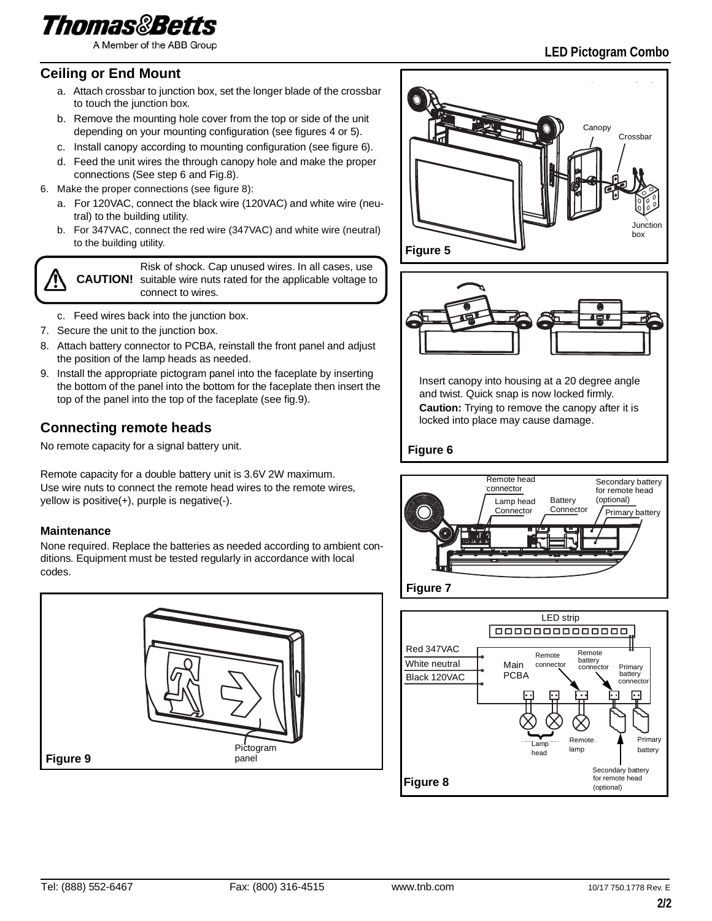## Ceiling or End Mount

a. Attach crossbar to junction box, set the longer blade of the crossbar to touch the junction box.
b. Remove the mounting hole cover from the top or side of the unit depending on your mounting configuration (see figures 4 or 5).
c. Install canopy according to mounting configuration (see figure 6).
d. Feed the unit wires the through canopy hole and make the proper connections (See step 6 and Fig.8).

6. Make the proper connections (see figure 8):
   a. For 120VAC, connect the black wire (120VAC) and white wire (neutral) to the building utility.
   b. For 347VAC, connect the red wire (347VAC) and white wire (neutral) to the building utility.

**CAUTION!** Risk of shock. Cap unused wires. In all cases, use suitable wire nuts rated for the applicable voltage to connect to wires.

   c. Feed wires back into the junction box.
7. Secure the unit to the junction box.
8. Attach battery connector to PCBA, reinstall the front panel and adjust the position of the lamp heads as needed.
9. Install the appropriate pictogram panel into the faceplate by inserting the bottom of the panel into the bottom for the faceplate then insert the top of the panel into the top of the faceplate (see fig.9).

## Connecting remote heads

No remote capacity for a signal battery unit.

Remote capacity for a double battery unit is 3.6V 2W maximum.
Use wire nuts to connect the remote head wires to the remote wires, yellow is positive(+), purple is negative(-).

### Maintenance

None required. Replace the batteries as needed according to ambient conditions. Equipment must be tested regularly in accordance with local codes.

Pictogram panel

**Figure 9**

Canopy

Crossbar

Junction box

**Figure 5**

Insert canopy into housing at a 20 degree angle and twist. Quick snap is now locked firmly.
**Caution:** Trying to remove the canopy after it is locked into place may cause damage.

**Figure 6**

Remote head connector

Lamp head Connector

Battery Connector

Secondary battery for remote head (optional)

Primary battery

**Figure 7**

LED strip

Red 347VAC

White neutral

Black 120VAC

Main PCBA

Remote connector

Remote battery connector

Primary battery connector

Lamp head

Remote lamp

Primary battery

Secondary battery for remote head (optional)

**Figure 8**

Tel: (888) 552-6467 Fax: (800) 316-4515 www.tnb.com 10/17 750.1778 Rev. E